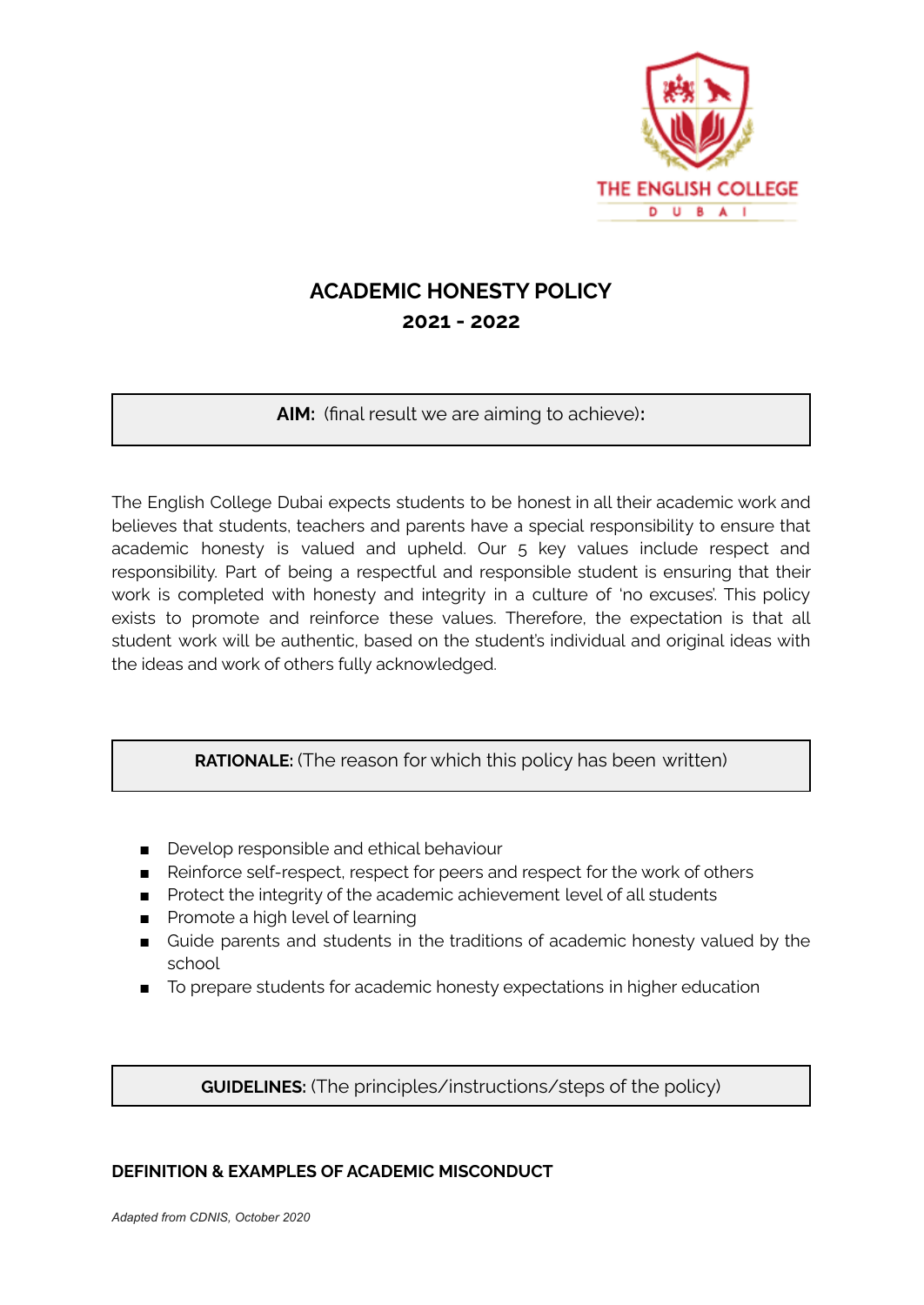THE ENGLISH COLLEGE

DUBAI

# ACADEMIC HONESTY POLICY

## 2021 - 2022

**AIM:** (final result we are aiming to achieve)**:**

The English College Dubai expects students to be honest in all their academic work and believes that students, teachers and parents have a special responsibility to ensure that academic honesty is valued and upheld. Our 5 key values include respect and responsibility. Part of being a respectful and responsible student is ensuring that their work is completed with honesty and integrity in a culture of 'no excuses'. This policy exists to promote and reinforce these values. Therefore, the expectation is that all student work will be authentic, based on the student's individual and original ideas with the ideas and work of others fully acknowledged.

**RATIONALE:** (The reason for which this policy has been written)

- Develop responsible and ethical behaviour
- Reinforce self-respect, respect for peers and respect for the work of others
- Protect the integrity of the academic achievement level of all students
- Promote a high level of learning
- Guide parents and students in the traditions of academic honesty valued by the school
- To prepare students for academic honesty expectations in higher education

**GUIDELINES:** (The principles/instructions/steps of the policy)

**DEFINITION & EXAMPLES OF ACADEMIC MISCONDUCT**

*Adapted from CDNIS, October 2020*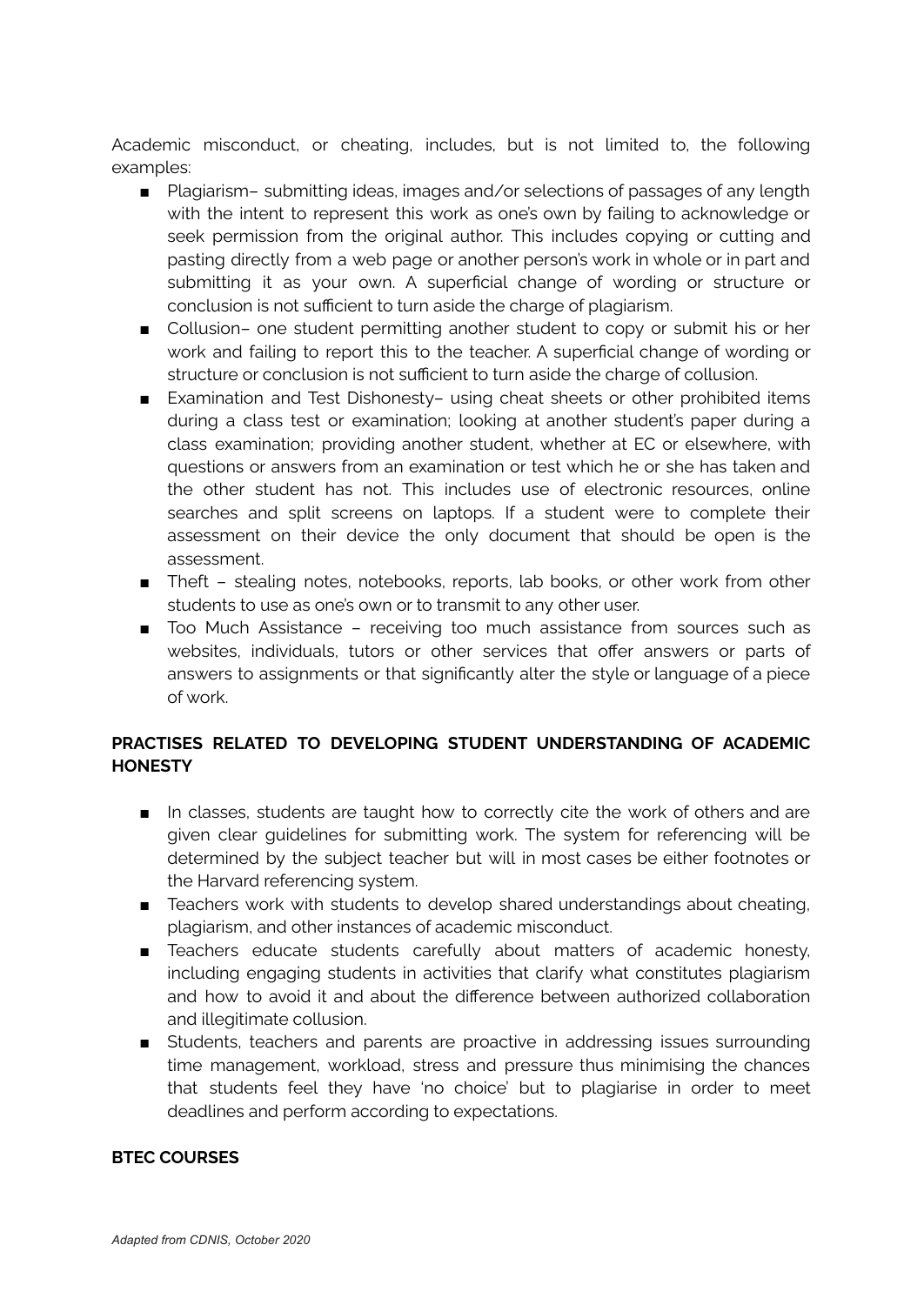Academic misconduct, or cheating, includes, but is not limited to, the following examples:

- Plagiarism– submitting ideas, images and/or selections of passages of any length with the intent to represent this work as one's own by failing to acknowledge or seek permission from the original author. This includes copying or cutting and pasting directly from a web page or another person's work in whole or in part and submitting it as your own. A superficial change of wording or structure or conclusion is not sufficient to turn aside the charge of plagiarism.
- Collusion– one student permitting another student to copy or submit his or her work and failing to report this to the teacher. A superficial change of wording or structure or conclusion is not sufficient to turn aside the charge of collusion.
- Examination and Test Dishonesty– using cheat sheets or other prohibited items during a class test or examination; looking at another student's paper during a class examination; providing another student, whether at EC or elsewhere, with questions or answers from an examination or test which he or she has taken and the other student has not. This includes use of electronic resources, online searches and split screens on laptops. If a student were to complete their assessment on their device the only document that should be open is the assessment.
- Theft – stealing notes, notebooks, reports, lab books, or other work from other students to use as one's own or to transmit to any other user.
- Too Much Assistance – receiving too much assistance from sources such as websites, individuals, tutors or other services that offer answers or parts of answers to assignments or that significantly alter the style or language of a piece of work.

**PRACTISES RELATED TO DEVELOPING STUDENT UNDERSTANDING OF ACADEMIC HONESTY**

- In classes, students are taught how to correctly cite the work of others and are given clear guidelines for submitting work. The system for referencing will be determined by the subject teacher but will in most cases be either footnotes or the Harvard referencing system.
- Teachers work with students to develop shared understandings about cheating, plagiarism, and other instances of academic misconduct.
- Teachers educate students carefully about matters of academic honesty, including engaging students in activities that clarify what constitutes plagiarism and how to avoid it and about the difference between authorized collaboration and illegitimate collusion.
- Students, teachers and parents are proactive in addressing issues surrounding time management, workload, stress and pressure thus minimising the chances that students feel they have 'no choice' but to plagiarise in order to meet deadlines and perform according to expectations.

**BTEC COURSES**

*Adapted from CDNIS, October 2020*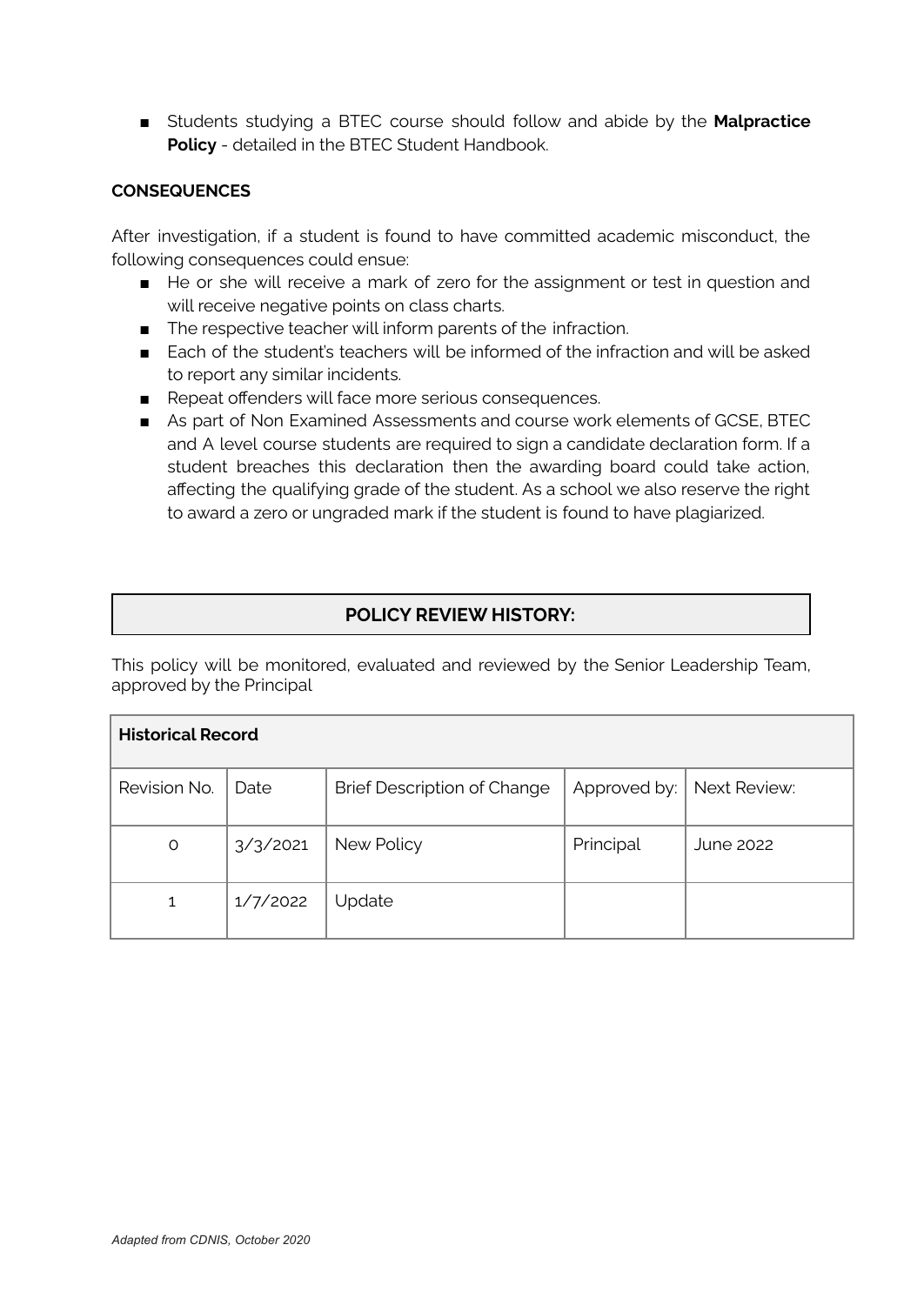- Students studying a BTEC course should follow and abide by the **Malpractice Policy** - detailed in the BTEC Student Handbook.

**CONSEQUENCES**

After investigation, if a student is found to have committed academic misconduct, the following consequences could ensue:

- He or she will receive a mark of zero for the assignment or test in question and will receive negative points on class charts.
- The respective teacher will inform parents of the infraction.
- Each of the student's teachers will be informed of the infraction and will be asked to report any similar incidents.
- Repeat offenders will face more serious consequences.
- As part of Non Examined Assessments and course work elements of GCSE, BTEC and A level course students are required to sign a candidate declaration form. If a student breaches this declaration then the awarding board could take action, affecting the qualifying grade of the student. As a school we also reserve the right to award a zero or ungraded mark if the student is found to have plagiarized.

## POLICY REVIEW HISTORY:

This policy will be monitored, evaluated and reviewed by the Senior Leadership Team, approved by the Principal

| **Historical Record** | | | | |
|---|---|---|---|---|
| Revision No. | Date | Brief Description of Change | Approved by: | Next Review: |
| 0 | 3/3/2021 | New Policy | Principal | June 2022 |
| 1 | 1/7/2022 | Update | | |

*Adapted from CDNIS, October 2020*